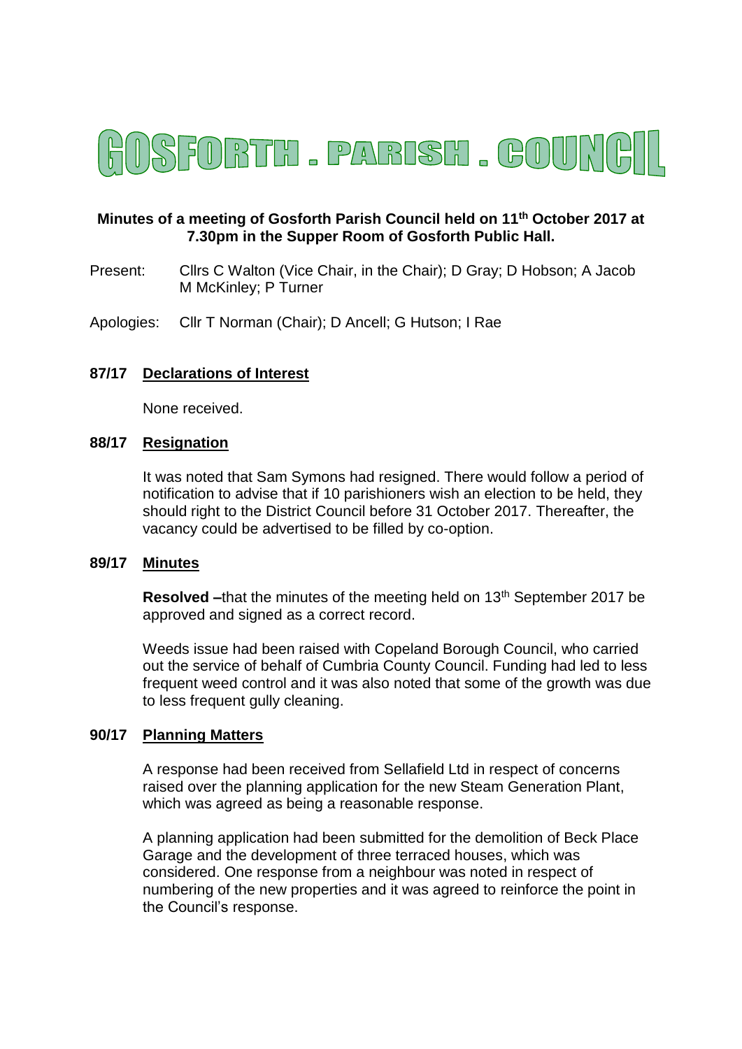# GOSFORTH . PARISH . COUNCIL

**Minutes of a meeting of Gosforth Parish Council held on 11th October 2017 at 7.30pm in the Supper Room of Gosforth Public Hall.**

Present: Cllrs C Walton (Vice Chair, in the Chair); D Gray; D Hobson; A Jacob M McKinley; P Turner

Apologies: Cllr T Norman (Chair); D Ancell; G Hutson; I Rae

## 87/17 Declarations of Interest

None received.

## 88/17 Resignation

It was noted that Sam Symons had resigned. There would follow a period of notification to advise that if 10 parishioners wish an election to be held, they should right to the District Council before 31 October 2017. Thereafter, the vacancy could be advertised to be filled by co-option.

## 89/17 Minutes

**Resolved –**that the minutes of the meeting held on 13th September 2017 be approved and signed as a correct record.

Weeds issue had been raised with Copeland Borough Council, who carried out the service of behalf of Cumbria County Council. Funding had led to less frequent weed control and it was also noted that some of the growth was due to less frequent gully cleaning.

## 90/17 Planning Matters

A response had been received from Sellafield Ltd in respect of concerns raised over the planning application for the new Steam Generation Plant, which was agreed as being a reasonable response.

A planning application had been submitted for the demolition of Beck Place Garage and the development of three terraced houses, which was considered. One response from a neighbour was noted in respect of numbering of the new properties and it was agreed to reinforce the point in the Council's response.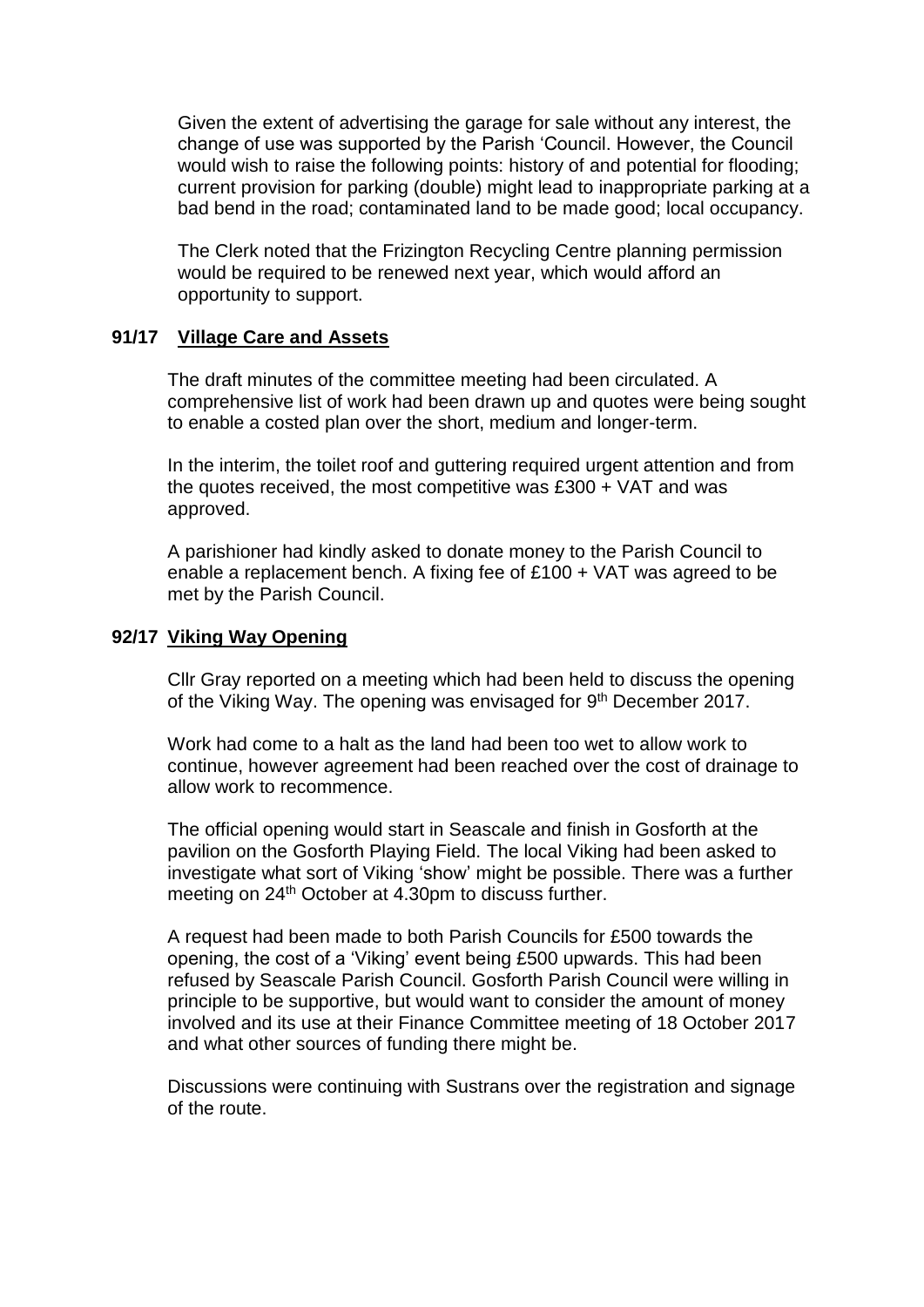Given the extent of advertising the garage for sale without any interest, the change of use was supported by the Parish 'Council. However, the Council would wish to raise the following points: history of and potential for flooding; current provision for parking (double) might lead to inappropriate parking at a bad bend in the road; contaminated land to be made good; local occupancy.

The Clerk noted that the Frizington Recycling Centre planning permission would be required to be renewed next year, which would afford an opportunity to support.

**91/17 Village Care and Assets**

The draft minutes of the committee meeting had been circulated. A comprehensive list of work had been drawn up and quotes were being sought to enable a costed plan over the short, medium and longer-term.

In the interim, the toilet roof and guttering required urgent attention and from the quotes received, the most competitive was £300 + VAT and was approved.

A parishioner had kindly asked to donate money to the Parish Council to enable a replacement bench. A fixing fee of £100 + VAT was agreed to be met by the Parish Council.

**92/17 Viking Way Opening**

Cllr Gray reported on a meeting which had been held to discuss the opening of the Viking Way. The opening was envisaged for 9th December 2017.

Work had come to a halt as the land had been too wet to allow work to continue, however agreement had been reached over the cost of drainage to allow work to recommence.

The official opening would start in Seascale and finish in Gosforth at the pavilion on the Gosforth Playing Field. The local Viking had been asked to investigate what sort of Viking 'show' might be possible. There was a further meeting on 24th October at 4.30pm to discuss further.

A request had been made to both Parish Councils for £500 towards the opening, the cost of a 'Viking' event being £500 upwards. This had been refused by Seascale Parish Council. Gosforth Parish Council were willing in principle to be supportive, but would want to consider the amount of money involved and its use at their Finance Committee meeting of 18 October 2017 and what other sources of funding there might be.

Discussions were continuing with Sustrans over the registration and signage of the route.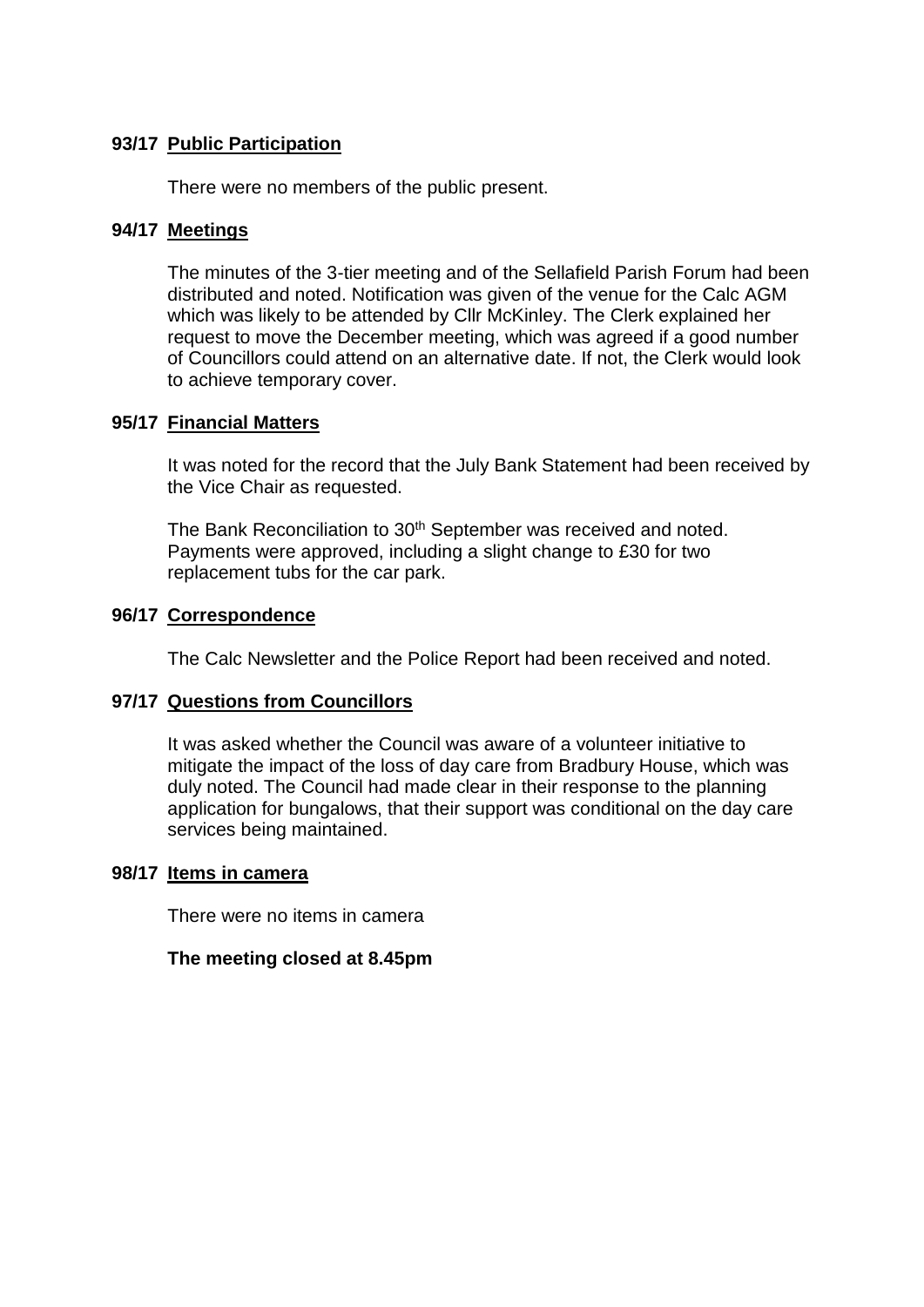**93/17 Public Participation**

There were no members of the public present.

**94/17 Meetings**

The minutes of the 3-tier meeting and of the Sellafield Parish Forum had been distributed and noted. Notification was given of the venue for the Calc AGM which was likely to be attended by Cllr McKinley. The Clerk explained her request to move the December meeting, which was agreed if a good number of Councillors could attend on an alternative date. If not, the Clerk would look to achieve temporary cover.

**95/17 Financial Matters**

It was noted for the record that the July Bank Statement had been received by the Vice Chair as requested.

The Bank Reconciliation to 30th September was received and noted. Payments were approved, including a slight change to £30 for two replacement tubs for the car park.

**96/17 Correspondence**

The Calc Newsletter and the Police Report had been received and noted.

**97/17 Questions from Councillors**

It was asked whether the Council was aware of a volunteer initiative to mitigate the impact of the loss of day care from Bradbury House, which was duly noted. The Council had made clear in their response to the planning application for bungalows, that their support was conditional on the day care services being maintained.

**98/17 Items in camera**

There were no items in camera

**The meeting closed at 8.45pm**